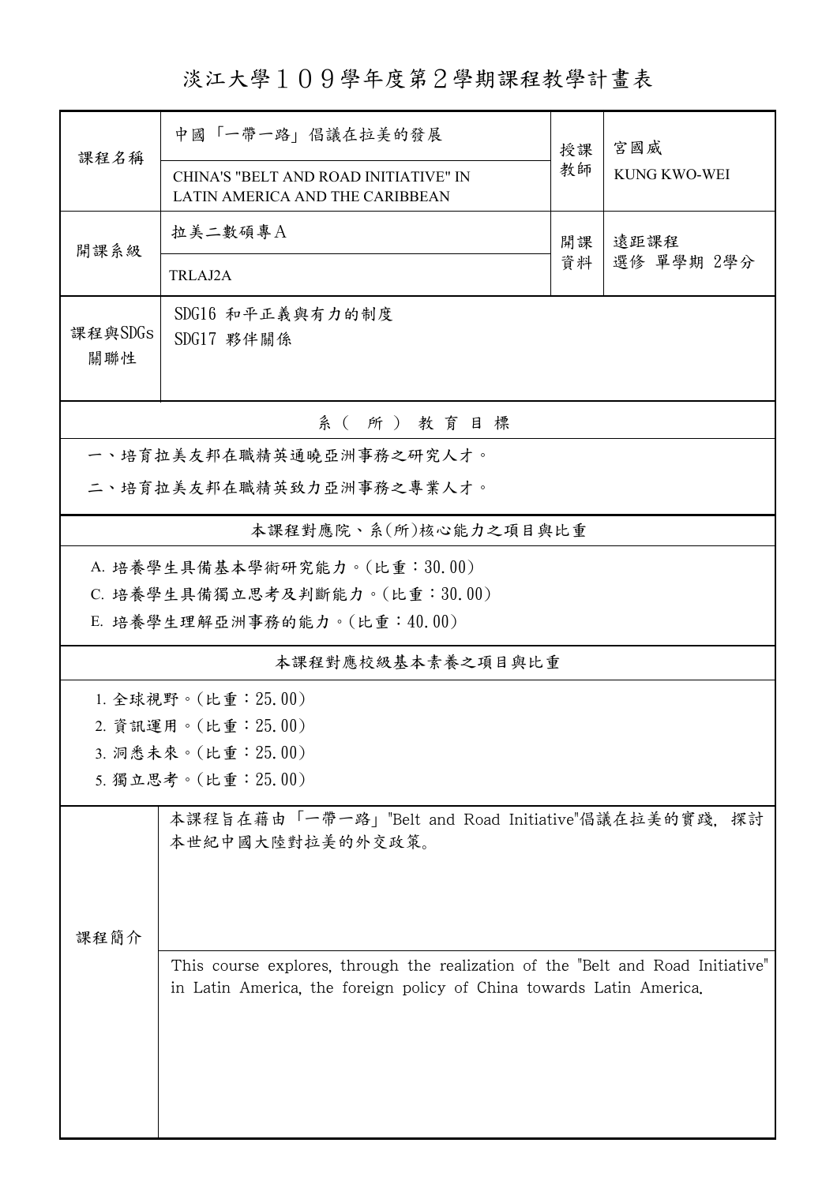# 淡江大學１０９學年度第２學期課程教學計畫表

| 課程名稱 | 中國「一帶一路」倡議在拉美的發展 | 授課教師 | 宮國威 |
|---|---|---|---|
| | CHINA'S "BELT AND ROAD INITIATIVE" IN LATIN AMERICA AND THE CARIBBEAN | | KUNG KWO-WEI |
| 開課系級 | 拉美二數碩專Ａ | 開課資料 | 遠距課程<br>選修 單學期 2學分 |
| | TRLAJ2A | | |
| 課程與SDGs關聯性 | SDG16 和平正義與有力的制度<br>SDG17 夥伴關係 | | |

## 系（所）教育目標

一、培育拉美友邦在職精英通曉亞洲事務之研究人才。

二、培育拉美友邦在職精英致力亞洲事務之專業人才。

## 本課程對應院、系(所)核心能力之項目與比重

A. 培養學生具備基本學術研究能力。(比重：30.00)

C. 培養學生具備獨立思考及判斷能力。(比重：30.00)

E. 培養學生理解亞洲事務的能力。(比重：40.00)

## 本課程對應校級基本素養之項目與比重

1. 全球視野。(比重：25.00)
2. 資訊運用。(比重：25.00)
3. 洞悉未來。(比重：25.00)
5. 獨立思考。(比重：25.00)

## 課程簡介

本課程旨在藉由「一帶一路」"Belt and Road Initiative"倡議在拉美的實踐, 探討本世紀中國大陸對拉美的外交政策。

This course explores, through the realization of the "Belt and Road Initiative" in Latin America, the foreign policy of China towards Latin America.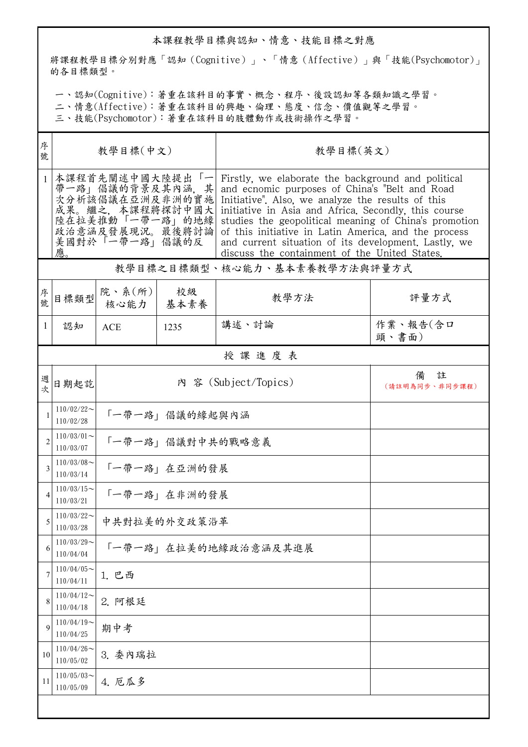## 本課程教學目標與認知、情意、技能目標之對應

將課程教學目標分別對應「認知（Cognitive）」、「情意（Affective）」與「技能(Psychomotor)」的各目標類型。

一、認知(Cognitive)：著重在該科目的事實、概念、程序、後設認知等各類知識之學習。
二、情意(Affective)：著重在該科目的興趣、倫理、態度、信念、價值觀等之學習。
三、技能(Psychomotor)：著重在該科目的肢體動作或技術操作之學習。

| 序號 | 教學目標(中文) | 教學目標(英文) |
|---|---|---|
| 1 | 本課程首先闡述中國大陸提出「一帶一路」倡議的背景及其內涵，其次分析該倡議在亞洲及非洲的實施成果。繼之，本課程將探討中國大陸在拉美推動「一帶一路」的地緣政治意涵及發展現況。最後將討論美國對於「一帶一路」倡議的反應。 | Firstly, we elaborate the background and political and ecnomic purposes of China's "Belt and Road Initiative". Also, we analyze the results of this initiative in Asia and Africa. Secondly, this course studies the geopolitical meaning of China's promotion of this initiative in Latin America, and the process and current situation of its development. Lastly, we discuss the containment of the United States. |

## 教學目標之目標類型、核心能力、基本素養教學方法與評量方式

| 序號 | 目標類型 | 院、系(所)核心能力 | 校級基本素養 | 教學方法 | 評量方式 |
|---|---|---|---|---|---|
| 1 | 認知 | ACE | 1235 | 講述、討論 | 作業、報告(含口頭、書面) |

## 授 課 進 度 表

| 週次 | 日期起訖 | 內 容 (Subject/Topics) | 備 註（請註明為同步、非同步課程） |
|---|---|---|---|
| 1 | 110/02/22～110/02/28 | 「一帶一路」倡議的緣起與內涵 | |
| 2 | 110/03/01～110/03/07 | 「一帶一路」倡議對中共的戰略意義 | |
| 3 | 110/03/08～110/03/14 | 「一帶一路」在亞洲的發展 | |
| 4 | 110/03/15～110/03/21 | 「一帶一路」在非洲的發展 | |
| 5 | 110/03/22～110/03/28 | 中共對拉美的外交政策沿革 | |
| 6 | 110/03/29～110/04/04 | 「一帶一路」在拉美的地緣政治意涵及其進展 | |
| 7 | 110/04/05～110/04/11 | 1. 巴西 | |
| 8 | 110/04/12～110/04/18 | 2. 阿根廷 | |
| 9 | 110/04/19～110/04/25 | 期中考 | |
| 10 | 110/04/26～110/05/02 | 3. 委內瑞拉 | |
| 11 | 110/05/03～110/05/09 | 4. 厄瓜多 | |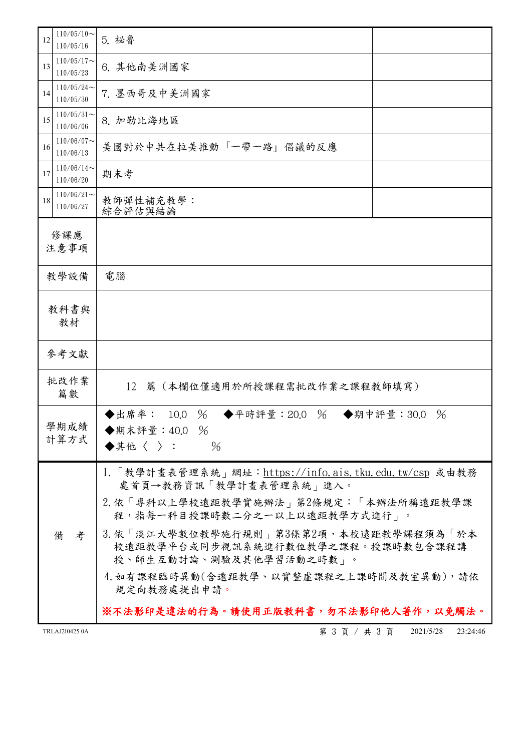| | | | |
|---|---|---|---|
| 12 | 110/05/10～<br>110/05/16 | 5. 祕魯 | |
| 13 | 110/05/17～<br>110/05/23 | 6. 其他南美洲國家 | |
| 14 | 110/05/24～<br>110/05/30 | 7. 墨西哥及中美洲國家 | |
| 15 | 110/05/31～<br>110/06/06 | 8. 加勒比海地區 | |
| 16 | 110/06/07～<br>110/06/13 | 美國對於中共在拉美推動「一帶一路」倡議的反應 | |
| 17 | 110/06/14～<br>110/06/20 | 期末考 | |
| 18 | 110/06/21～<br>110/06/27 | 教師彈性補充教學：<br>綜合評估與結論 | |

| | |
|---|---|
| 修課應注意事項 | |
| 教學設備 | 電腦 |
| 教科書與教材 | |
| 參考文獻 | |
| 批改作業篇數 | 12 篇（本欄位僅適用於所授課程需批改作業之課程教師填寫） |
| 學期成績計算方式 | ◆出席率： 10.0 %　◆平時評量：20.0 %　◆期中評量：30.0 %<br>◆期末評量：40.0 %<br>◆其他〈 〉： % |
| 備　考 | 1.「教學計畫表管理系統」網址：https://info.ais.tku.edu.tw/csp 或由教務處首頁→教務資訊「教學計畫表管理系統」進入。<br>2.依「專科以上學校遠距教學實施辦法」第2條規定：「本辦法所稱遠距教學課程，指每一科目授課時數二分之一以上以遠距教學方式進行」。<br>3.依「淡江大學數位教學施行規則」第3條第2項，本校遠距教學課程須為「於本校遠距教學平台或同步視訊系統進行數位教學之課程。授課時數包含課程講授、師生互動討論、測驗及其他學習活動之時數」。<br>4.如有課程臨時異動(含遠距教學、以實整虛課程之上課時間及教室異動)，請依規定向教務處提出申請。<br>**※不法影印是違法的行為。請使用正版教科書，勿不法影印他人著作，以免觸法。** |

TRLAJ2I0425 0A　　2021/5/28 23:24:46